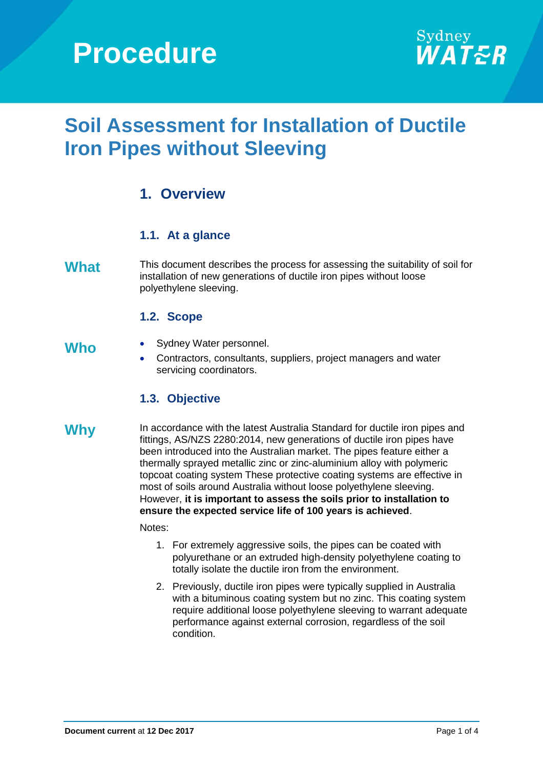# Procedure

Sydney WATER

# Soil Assessment for Installation of Ductile Iron Pipes without Sleeving

## 1. Overview

### 1.1. At a glance

**What**

This document describes the process for assessing the suitability of soil for installation of new generations of ductile iron pipes without loose polyethylene sleeving.

### 1.2. Scope

**Who**

- Sydney Water personnel.
- Contractors, consultants, suppliers, project managers and water servicing coordinators.

### 1.3. Objective

**Why**

In accordance with the latest Australia Standard for ductile iron pipes and fittings, AS/NZS 2280:2014, new generations of ductile iron pipes have been introduced into the Australian market. The pipes feature either a thermally sprayed metallic zinc or zinc-aluminium alloy with polymeric topcoat coating system These protective coating systems are effective in most of soils around Australia without loose polyethylene sleeving. However, **it is important to assess the soils prior to installation to ensure the expected service life of 100 years is achieved**.

Notes:

1. For extremely aggressive soils, the pipes can be coated with polyurethane or an extruded high-density polyethylene coating to totally isolate the ductile iron from the environment.
2. Previously, ductile iron pipes were typically supplied in Australia with a bituminous coating system but no zinc. This coating system require additional loose polyethylene sleeving to warrant adequate performance against external corrosion, regardless of the soil condition.

**Document current** at **12 Dec 2017**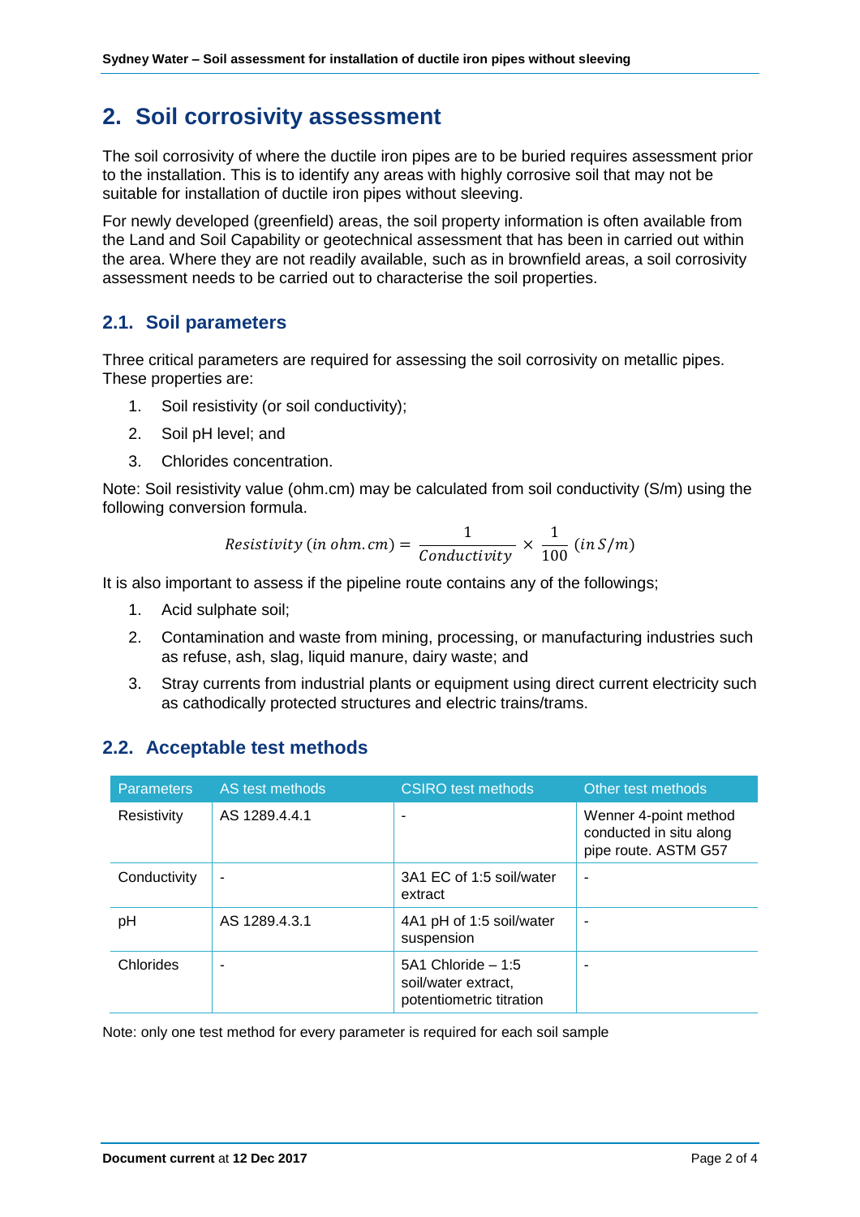# 2. Soil corrosivity assessment

The soil corrosivity of where the ductile iron pipes are to be buried requires assessment prior to the installation. This is to identify any areas with highly corrosive soil that may not be suitable for installation of ductile iron pipes without sleeving.

For newly developed (greenfield) areas, the soil property information is often available from the Land and Soil Capability or geotechnical assessment that has been in carried out within the area. Where they are not readily available, such as in brownfield areas, a soil corrosivity assessment needs to be carried out to characterise the soil properties.

## 2.1. Soil parameters

Three critical parameters are required for assessing the soil corrosivity on metallic pipes. These properties are:

1. Soil resistivity (or soil conductivity);
2. Soil pH level; and
3. Chlorides concentration.

Note: Soil resistivity value (ohm.cm) may be calculated from soil conductivity (S/m) using the following conversion formula.

$$Resistivity\ (in\ ohm.cm) = \frac{1}{Conductivity} \times \frac{1}{100}\ (in\ S/m)$$

It is also important to assess if the pipeline route contains any of the followings;

1. Acid sulphate soil;
2. Contamination and waste from mining, processing, or manufacturing industries such as refuse, ash, slag, liquid manure, dairy waste; and
3. Stray currents from industrial plants or equipment using direct current electricity such as cathodically protected structures and electric trains/trams.

## 2.2. Acceptable test methods

| Parameters | AS test methods | CSIRO test methods | Other test methods |
|---|---|---|---|
| Resistivity | AS 1289.4.4.1 | - | Wenner 4-point method conducted in situ along pipe route. ASTM G57 |
| Conductivity | - | 3A1 EC of 1:5 soil/water extract | - |
| pH | AS 1289.4.3.1 | 4A1 pH of 1:5 soil/water suspension | - |
| Chlorides | - | 5A1 Chloride – 1:5 soil/water extract, potentiometric titration | - |

Note: only one test method for every parameter is required for each soil sample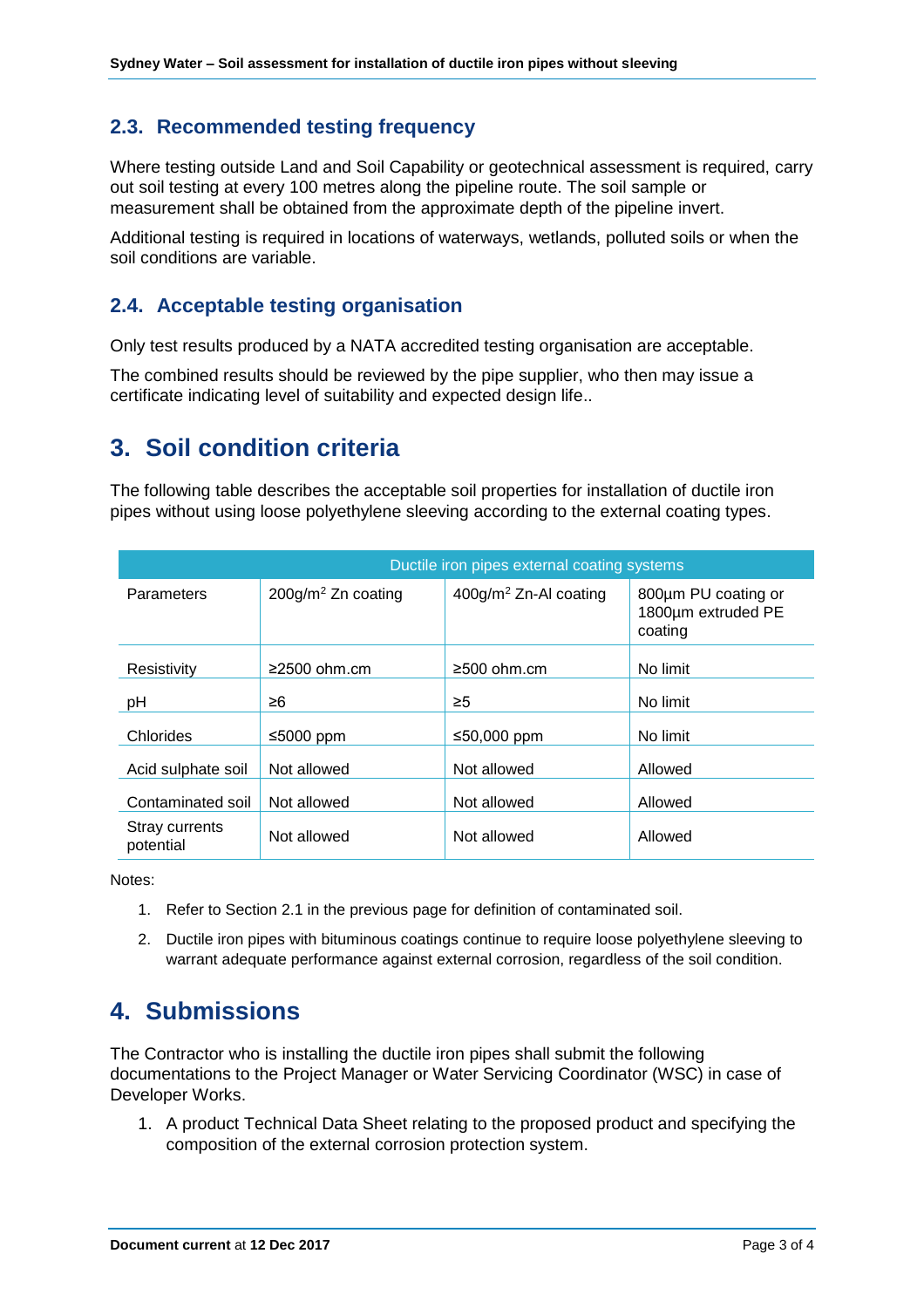### 2.3. Recommended testing frequency

Where testing outside Land and Soil Capability or geotechnical assessment is required, carry out soil testing at every 100 metres along the pipeline route. The soil sample or measurement shall be obtained from the approximate depth of the pipeline invert.

Additional testing is required in locations of waterways, wetlands, polluted soils or when the soil conditions are variable.

### 2.4. Acceptable testing organisation

Only test results produced by a NATA accredited testing organisation are acceptable.

The combined results should be reviewed by the pipe supplier, who then may issue a certificate indicating level of suitability and expected design life..

## 3. Soil condition criteria

The following table describes the acceptable soil properties for installation of ductile iron pipes without using loose polyethylene sleeving according to the external coating types.

| | Ductile iron pipes external coating systems | | |
|---|---|---|---|
| Parameters | 200g/m$^2$ Zn coating | 400g/m$^2$ Zn-Al coating | 800µm PU coating or 1800µm extruded PE coating |
| Resistivity | ≥2500 ohm.cm | ≥500 ohm.cm | No limit |
| pH | ≥6 | ≥5 | No limit |
| Chlorides | ≤5000 ppm | ≤50,000 ppm | No limit |
| Acid sulphate soil | Not allowed | Not allowed | Allowed |
| Contaminated soil | Not allowed | Not allowed | Allowed |
| Stray currents potential | Not allowed | Not allowed | Allowed |

Notes:

1. Refer to Section 2.1 in the previous page for definition of contaminated soil.
2. Ductile iron pipes with bituminous coatings continue to require loose polyethylene sleeving to warrant adequate performance against external corrosion, regardless of the soil condition.

## 4. Submissions

The Contractor who is installing the ductile iron pipes shall submit the following documentations to the Project Manager or Water Servicing Coordinator (WSC) in case of Developer Works.

1. A product Technical Data Sheet relating to the proposed product and specifying the composition of the external corrosion protection system.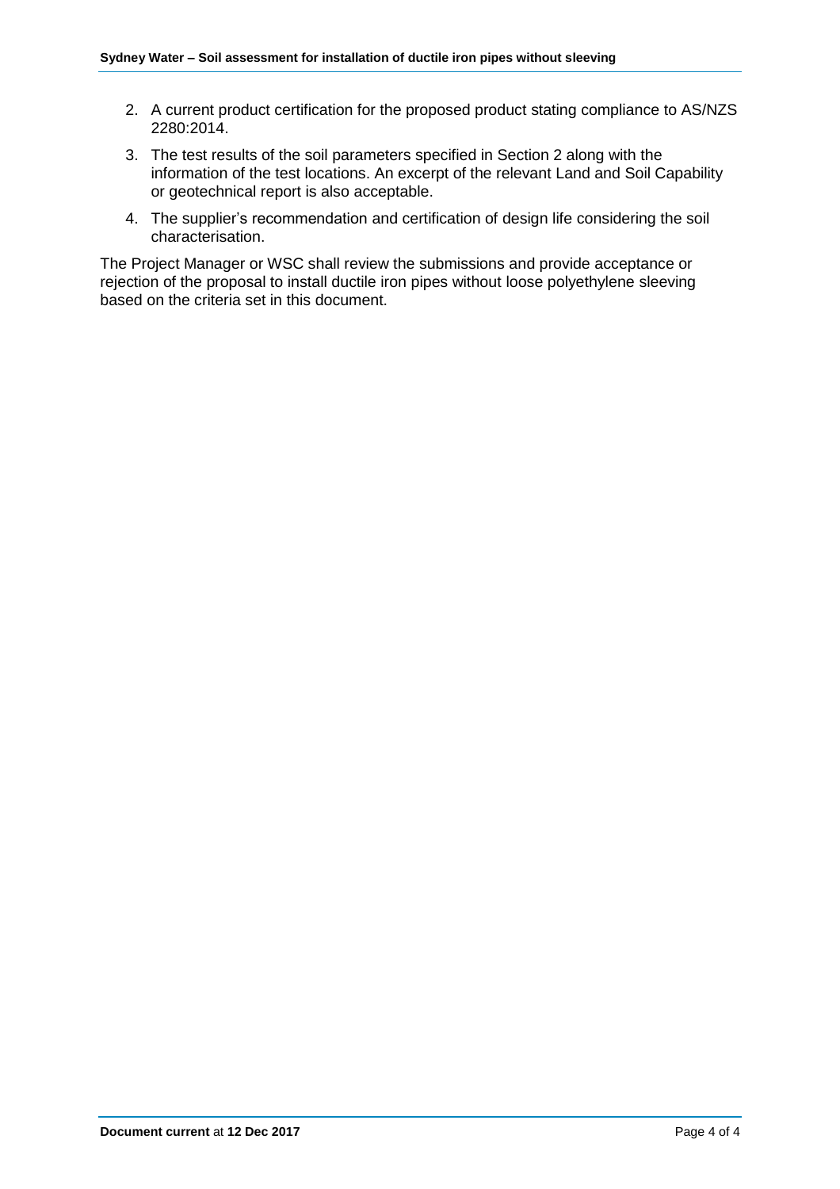2. A current product certification for the proposed product stating compliance to AS/NZS 2280:2014.
3. The test results of the soil parameters specified in Section 2 along with the information of the test locations. An excerpt of the relevant Land and Soil Capability or geotechnical report is also acceptable.
4. The supplier's recommendation and certification of design life considering the soil characterisation.

The Project Manager or WSC shall review the submissions and provide acceptance or rejection of the proposal to install ductile iron pipes without loose polyethylene sleeving based on the criteria set in this document.